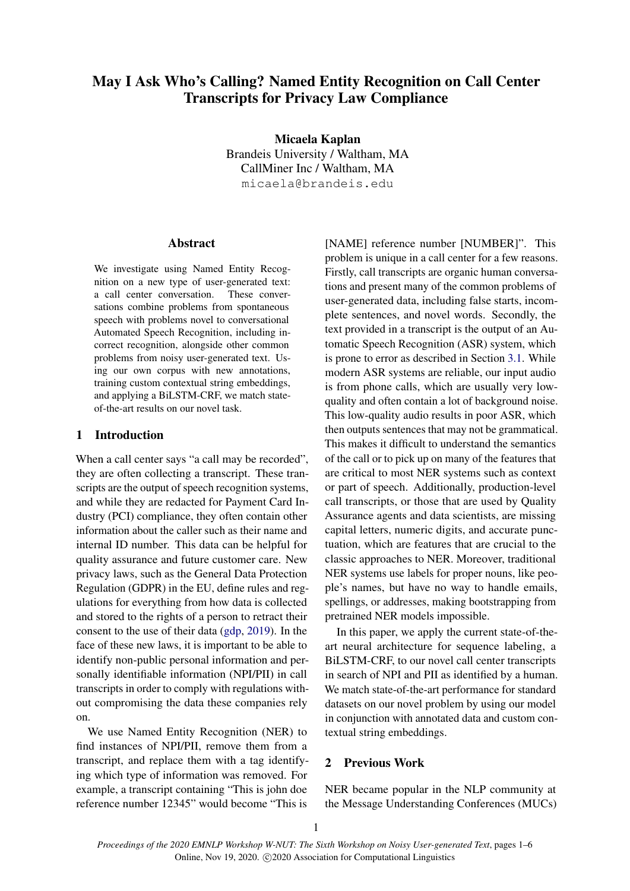# May I Ask Who's Calling? Named Entity Recognition on Call Center Transcripts for Privacy Law Compliance

**Micaela Kaplan**
Brandeis University / Waltham, MA
CallMiner Inc / Waltham, MA
micaela@brandeis.edu

## Abstract

We investigate using Named Entity Recognition on a new type of user-generated text: a call center conversation. These conversations combine problems from spontaneous speech with problems novel to conversational Automated Speech Recognition, including incorrect recognition, alongside other common problems from noisy user-generated text. Using our own corpus with new annotations, training custom contextual string embeddings, and applying a BiLSTM-CRF, we match state-of-the-art results on our novel task.

## 1 Introduction

When a call center says "a call may be recorded", they are often collecting a transcript. These transcripts are the output of speech recognition systems, and while they are redacted for Payment Card Industry (PCI) compliance, they often contain other information about the caller such as their name and internal ID number. This data can be helpful for quality assurance and future customer care. New privacy laws, such as the General Data Protection Regulation (GDPR) in the EU, define rules and regulations for everything from how data is collected and stored to the rights of a person to retract their consent to the use of their data (gdp, 2019). In the face of these new laws, it is important to be able to identify non-public personal information and personally identifiable information (NPI/PII) in call transcripts in order to comply with regulations without compromising the data these companies rely on.

We use Named Entity Recognition (NER) to find instances of NPI/PII, remove them from a transcript, and replace them with a tag identifying which type of information was removed. For example, a transcript containing "This is john doe reference number 12345" would become "This is [NAME] reference number [NUMBER]". This problem is unique in a call center for a few reasons. Firstly, call transcripts are organic human conversations and present many of the common problems of user-generated data, including false starts, incomplete sentences, and novel words. Secondly, the text provided in a transcript is the output of an Automatic Speech Recognition (ASR) system, which is prone to error as described in Section 3.1. While modern ASR systems are reliable, our input audio is from phone calls, which are usually very low-quality and often contain a lot of background noise. This low-quality audio results in poor ASR, which then outputs sentences that may not be grammatical. This makes it difficult to understand the semantics of the call or to pick up on many of the features that are critical to most NER systems such as context or part of speech. Additionally, production-level call transcripts, or those that are used by Quality Assurance agents and data scientists, are missing capital letters, numeric digits, and accurate punctuation, which are features that are crucial to the classic approaches to NER. Moreover, traditional NER systems use labels for proper nouns, like people's names, but have no way to handle emails, spellings, or addresses, making bootstrapping from pretrained NER models impossible.

In this paper, we apply the current state-of-the-art neural architecture for sequence labeling, a BiLSTM-CRF, to our novel call center transcripts in search of NPI and PII as identified by a human. We match state-of-the-art performance for standard datasets on our novel problem by using our model in conjunction with annotated data and custom contextual string embeddings.

## 2 Previous Work

NER became popular in the NLP community at the Message Understanding Conferences (MUCs)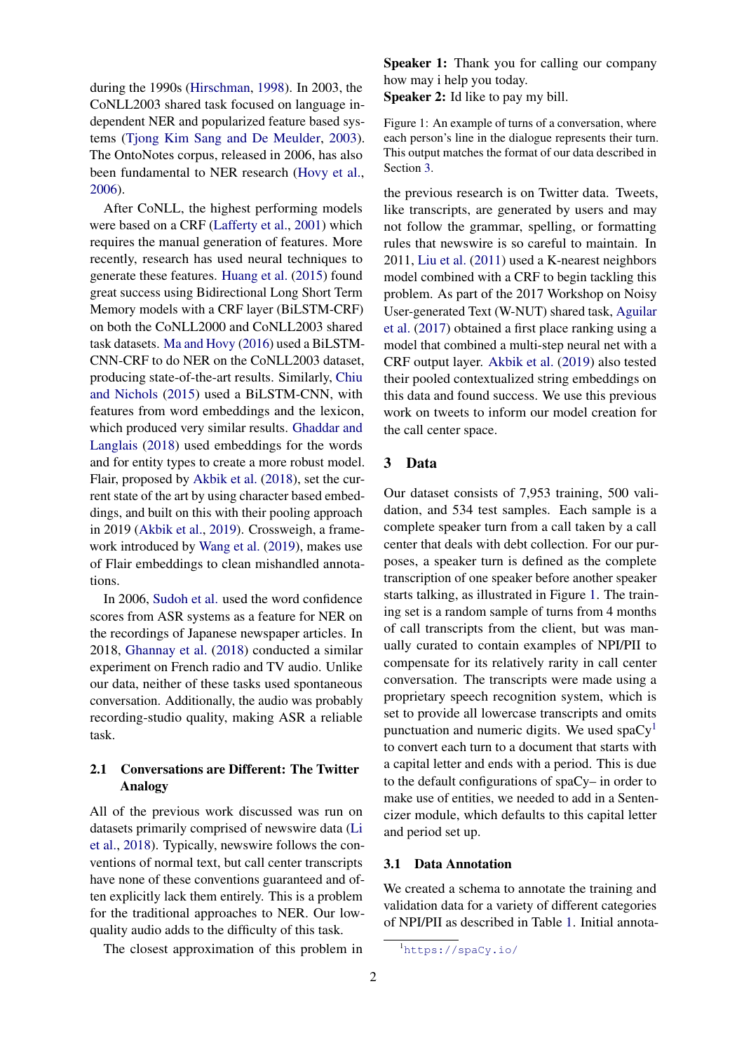during the 1990s (Hirschman, 1998). In 2003, the CoNLL2003 shared task focused on language independent NER and popularized feature based systems (Tjong Kim Sang and De Meulder, 2003). The OntoNotes corpus, released in 2006, has also been fundamental to NER research (Hovy et al., 2006).

After CoNLL, the highest performing models were based on a CRF (Lafferty et al., 2001) which requires the manual generation of features. More recently, research has used neural techniques to generate these features. Huang et al. (2015) found great success using Bidirectional Long Short Term Memory models with a CRF layer (BiLSTM-CRF) on both the CoNLL2000 and CoNLL2003 shared task datasets. Ma and Hovy (2016) used a BiLSTM-CNN-CRF to do NER on the CoNLL2003 dataset, producing state-of-the-art results. Similarly, Chiu and Nichols (2015) used a BiLSTM-CNN, with features from word embeddings and the lexicon, which produced very similar results. Ghaddar and Langlais (2018) used embeddings for the words and for entity types to create a more robust model. Flair, proposed by Akbik et al. (2018), set the current state of the art by using character based embeddings, and built on this with their pooling approach in 2019 (Akbik et al., 2019). Crossweigh, a framework introduced by Wang et al. (2019), makes use of Flair embeddings to clean mishandled annotations.

In 2006, Sudoh et al. used the word confidence scores from ASR systems as a feature for NER on the recordings of Japanese newspaper articles. In 2018, Ghannay et al. (2018) conducted a similar experiment on French radio and TV audio. Unlike our data, neither of these tasks used spontaneous conversation. Additionally, the audio was probably recording-studio quality, making ASR a reliable task.

### 2.1 Conversations are Different: The Twitter Analogy

All of the previous work discussed was run on datasets primarily comprised of newswire data (Li et al., 2018). Typically, newswire follows the conventions of normal text, but call center transcripts have none of these conventions guaranteed and often explicitly lack them entirely. This is a problem for the traditional approaches to NER. Our low-quality audio adds to the difficulty of this task.

The closest approximation of this problem in the previous research is on Twitter data. Tweets, like transcripts, are generated by users and may not follow the grammar, spelling, or formatting rules that newswire is so careful to maintain. In 2011, Liu et al. (2011) used a K-nearest neighbors model combined with a CRF to begin tackling this problem. As part of the 2017 Workshop on Noisy User-generated Text (W-NUT) shared task, Aguilar et al. (2017) obtained a first place ranking using a model that combined a multi-step neural net with a CRF output layer. Akbik et al. (2019) also tested their pooled contextualized string embeddings on this data and found success. We use this previous work on tweets to inform our model creation for the call center space.

**Speaker 1:** Thank you for calling our company how may i help you today.
**Speaker 2:** Id like to pay my bill.

Figure 1: An example of turns of a conversation, where each person's line in the dialogue represents their turn. This output matches the format of our data described in Section 3.

## 3 Data

Our dataset consists of 7,953 training, 500 validation, and 534 test samples. Each sample is a complete speaker turn from a call taken by a call center that deals with debt collection. For our purposes, a speaker turn is defined as the complete transcription of one speaker before another speaker starts talking, as illustrated in Figure 1. The training set is a random sample of turns from 4 months of call transcripts from the client, but was manually curated to contain examples of NPI/PII to compensate for its relatively rarity in call center conversation. The transcripts were made using a proprietary speech recognition system, which is set to provide all lowercase transcripts and omits punctuation and numeric digits. We used spaCy[1] to convert each turn to a document that starts with a capital letter and ends with a period. This is due to the default configurations of spaCy– in order to make use of entities, we needed to add in a Sentencizer module, which defaults to this capital letter and period set up.

### 3.1 Data Annotation

We created a schema to annotate the training and validation data for a variety of different categories of NPI/PII as described in Table 1. Initial annota-

[1] https://spaCy.io/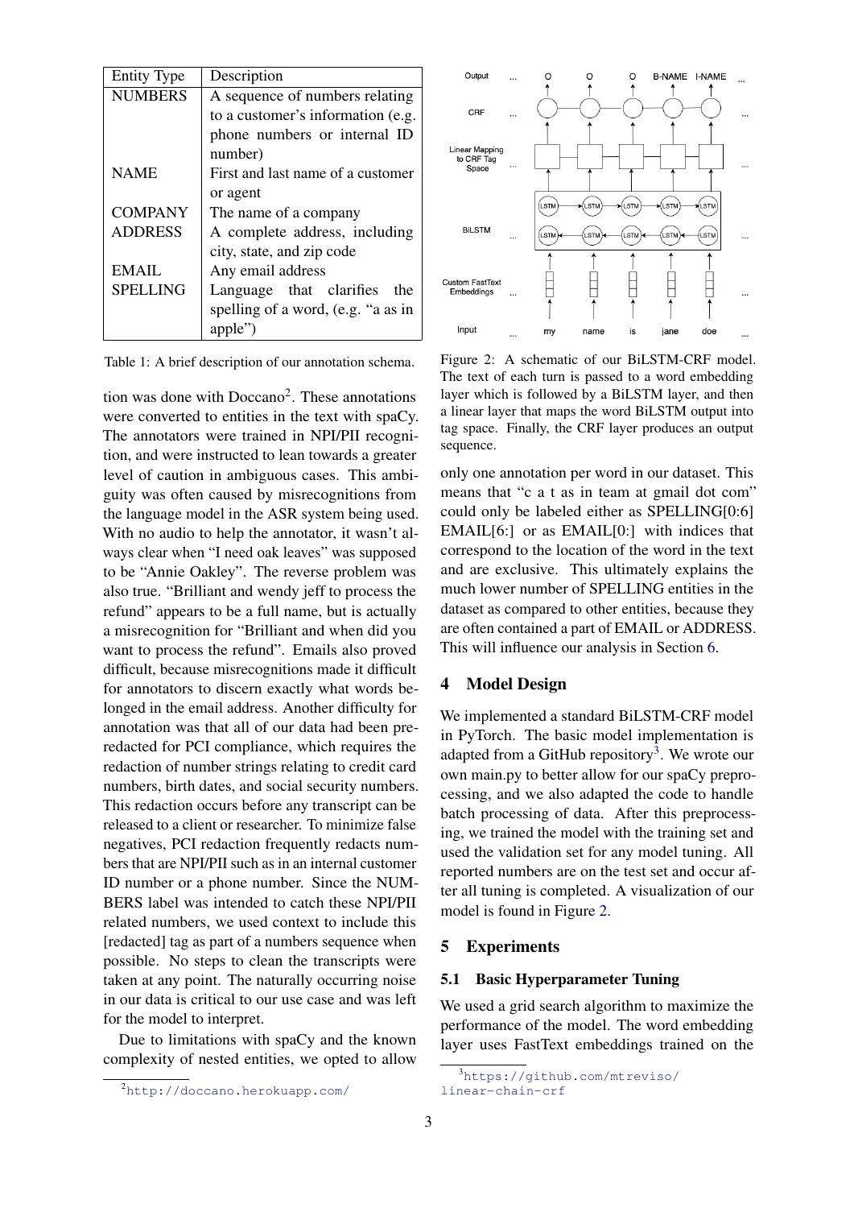| Entity Type | Description |
|---|---|
| NUMBERS | A sequence of numbers relating to a customer's information (e.g. phone numbers or internal ID number) |
| NAME | First and last name of a customer or agent |
| COMPANY | The name of a company |
| ADDRESS | A complete address, including city, state, and zip code |
| EMAIL | Any email address |
| SPELLING | Language that clarifies the spelling of a word, (e.g. "a as in apple") |

Table 1: A brief description of our annotation schema.

tion was done with Doccano[2]. These annotations were converted to entities in the text with spaCy. The annotators were trained in NPI/PII recognition, and were instructed to lean towards a greater level of caution in ambiguous cases. This ambiguity was often caused by misrecognitions from the language model in the ASR system being used. With no audio to help the annotator, it wasn't always clear when "I need oak leaves" was supposed to be "Annie Oakley". The reverse problem was also true. "Brilliant and wendy jeff to process the refund" appears to be a full name, but is actually a misrecognition for "Brilliant and when did you want to process the refund". Emails also proved difficult, because misrecognitions made it difficult for annotators to discern exactly what words belonged in the email address. Another difficulty for annotation was that all of our data had been pre-redacted for PCI compliance, which requires the redaction of number strings relating to credit card numbers, birth dates, and social security numbers. This redaction occurs before any transcript can be released to a client or researcher. To minimize false negatives, PCI redaction frequently redacts numbers that are NPI/PII such as in an internal customer ID number or a phone number. Since the NUMBERS label was intended to catch these NPI/PII related numbers, we used context to include this [redacted] tag as part of a numbers sequence when possible. No steps to clean the transcripts were taken at any point. The naturally occurring noise in our data is critical to our use case and was left for the model to interpret.

Due to limitations with spaCy and the known complexity of nested entities, we opted to allow only one annotation per word in our dataset. This means that "c a t as in team at gmail dot com" could only be labeled either as SPELLING[0:6] EMAIL[6:] or as EMAIL[0:] with indices that correspond to the location of the word in the text and are exclusive. This ultimately explains the much lower number of SPELLING entities in the dataset as compared to other entities, because they are often contained a part of EMAIL or ADDRESS. This will influence our analysis in Section 6.

Figure 2: A schematic of our BiLSTM-CRF model. The text of each turn is passed to a word embedding layer which is followed by a BiLSTM layer, and then a linear layer that maps the word BiLSTM output into tag space. Finally, the CRF layer produces an output sequence.

## 4 Model Design

We implemented a standard BiLSTM-CRF model in PyTorch. The basic model implementation is adapted from a GitHub repository[3]. We wrote our own main.py to better allow for our spaCy preprocessing, and we also adapted the code to handle batch processing of data. After this preprocessing, we trained the model with the training set and used the validation set for any model tuning. All reported numbers are on the test set and occur after all tuning is completed. A visualization of our model is found in Figure 2.

## 5 Experiments

### 5.1 Basic Hyperparameter Tuning

We used a grid search algorithm to maximize the performance of the model. The word embedding layer uses FastText embeddings trained on the

[2] http://doccano.herokuapp.com/

[3] https://github.com/mtreviso/linear-chain-crf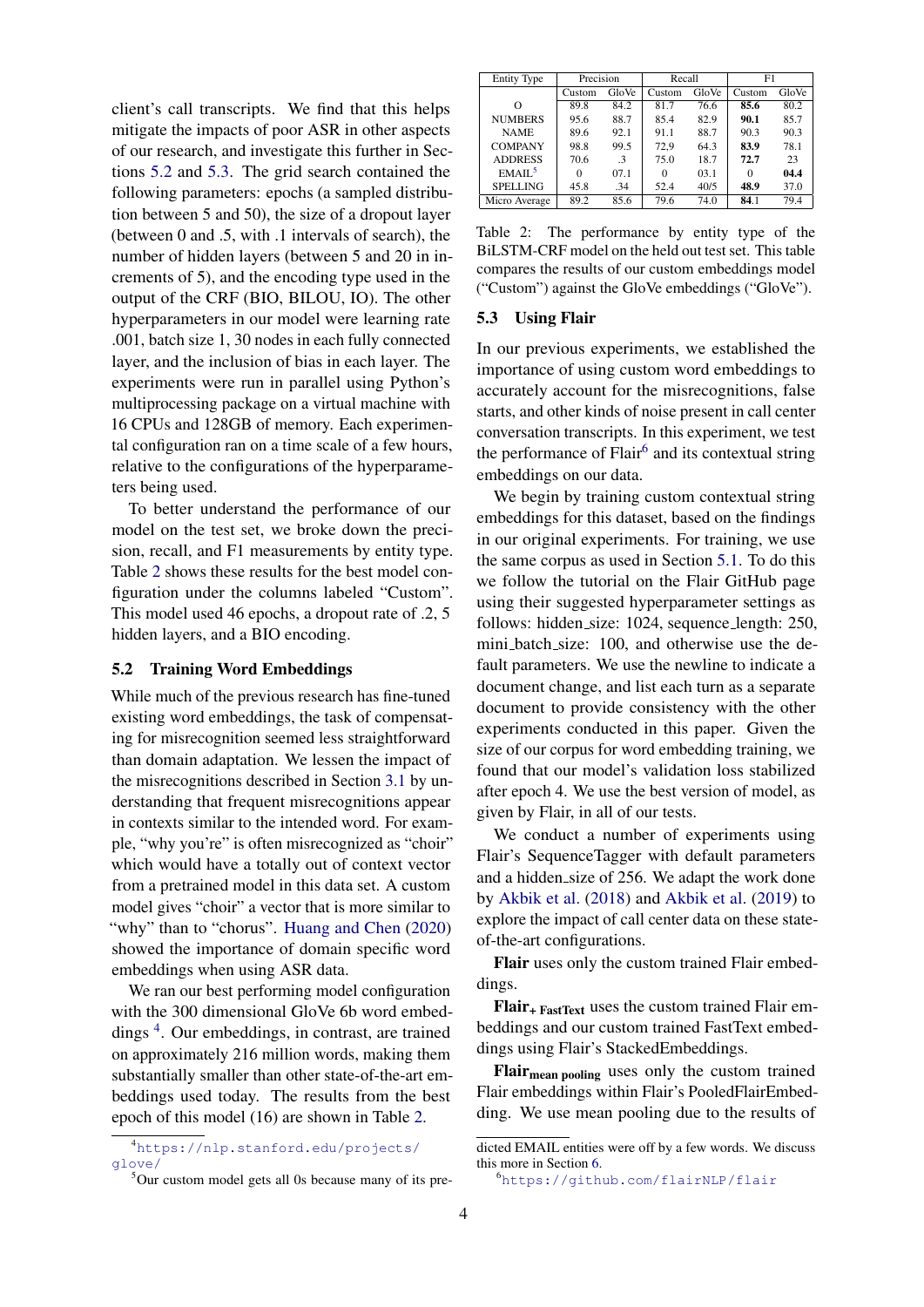client's call transcripts. We find that this helps mitigate the impacts of poor ASR in other aspects of our research, and investigate this further in Sections 5.2 and 5.3. The grid search contained the following parameters: epochs (a sampled distribution between 5 and 50), the size of a dropout layer (between 0 and .5, with .1 intervals of search), the number of hidden layers (between 5 and 20 in increments of 5), and the encoding type used in the output of the CRF (BIO, BILOU, IO). The other hyperparameters in our model were learning rate .001, batch size 1, 30 nodes in each fully connected layer, and the inclusion of bias in each layer. The experiments were run in parallel using Python's multiprocessing package on a virtual machine with 16 CPUs and 128GB of memory. Each experimental configuration ran on a time scale of a few hours, relative to the configurations of the hyperparameters being used.

To better understand the performance of our model on the test set, we broke down the precision, recall, and F1 measurements by entity type. Table 2 shows these results for the best model configuration under the columns labeled "Custom". This model used 46 epochs, a dropout rate of .2, 5 hidden layers, and a BIO encoding.

## 5.2 Training Word Embeddings

While much of the previous research has fine-tuned existing word embeddings, the task of compensating for misrecognition seemed less straightforward than domain adaptation. We lessen the impact of the misrecognitions described in Section 3.1 by understanding that frequent misrecognitions appear in contexts similar to the intended word. For example, "why you're" is often misrecognized as "choir" which would have a totally out of context vector from a pretrained model in this data set. A custom model gives "choir" a vector that is more similar to "why" than to "chorus". Huang and Chen (2020) showed the importance of domain specific word embeddings when using ASR data.

We ran our best performing model configuration with the 300 dimensional GloVe 6b word embeddings [4]. Our embeddings, in contrast, are trained on approximately 216 million words, making them substantially smaller than other state-of-the-art embeddings used today. The results from the best epoch of this model (16) are shown in Table 2.

| Entity Type | Precision | | Recall | | F1 | |
|---|---|---|---|---|---|---|
| | Custom | GloVe | Custom | GloVe | Custom | GloVe |
| O | 89.8 | 84.2 | 81.7 | 76.6 | **85.6** | 80.2 |
| NUMBERS | 95.6 | 88.7 | 85.4 | 82.9 | **90.1** | 85.7 |
| NAME | 89.6 | 92.1 | 91.1 | 88.7 | 90.3 | 90.3 |
| COMPANY | 98.8 | 99.5 | 72,9 | 64.3 | **83.9** | 78.1 |
| ADDRESS | 70.6 | .3 | 75.0 | 18.7 | **72.7** | 23 |
| EMAIL[5] | 0 | 07.1 | 0 | 03.1 | 0 | **04.4** |
| SPELLING | 45.8 | .34 | 52.4 | 40/5 | **48.9** | 37.0 |
| Micro Average | 89.2 | 85.6 | 79.6 | 74.0 | **84.1** | 79.4 |

Table 2: The performance by entity type of the BiLSTM-CRF model on the held out test set. This table compares the results of our custom embeddings model ("Custom") against the GloVe embeddings ("GloVe").

## 5.3 Using Flair

In our previous experiments, we established the importance of using custom word embeddings to accurately account for the misrecognitions, false starts, and other kinds of noise present in call center conversation transcripts. In this experiment, we test the performance of Flair[6] and its contextual string embeddings on our data.

We begin by training custom contextual string embeddings for this dataset, based on the findings in our original experiments. For training, we use the same corpus as used in Section 5.1. To do this we follow the tutorial on the Flair GitHub page using their suggested hyperparameter settings as follows: hidden_size: 1024, sequence_length: 250, mini_batch_size: 100, and otherwise use the default parameters. We use the newline to indicate a document change, and list each turn as a separate document to provide consistency with the other experiments conducted in this paper. Given the size of our corpus for word embedding training, we found that our model's validation loss stabilized after epoch 4. We use the best version of model, as given by Flair, in all of our tests.

We conduct a number of experiments using Flair's SequenceTagger with default parameters and a hidden_size of 256. We adapt the work done by Akbik et al. (2018) and Akbik et al. (2019) to explore the impact of call center data on these state-of-the-art configurations.

**Flair** uses only the custom trained Flair embeddings.

**$\text{Flair}_{\text{+ FastText}}$** uses the custom trained Flair embeddings and our custom trained FastText embeddings using Flair's StackedEmbeddings.

**$\text{Flair}_{\text{mean pooling}}$** uses only the custom trained Flair embeddings within Flair's PooledFlairEmbedding. We use mean pooling due to the results of

[4] https://nlp.stanford.edu/projects/glove/

[5] Our custom model gets all 0s because many of its predicted EMAIL entities were off by a few words. We discuss this more in Section 6.

[6] https://github.com/flairNLP/flair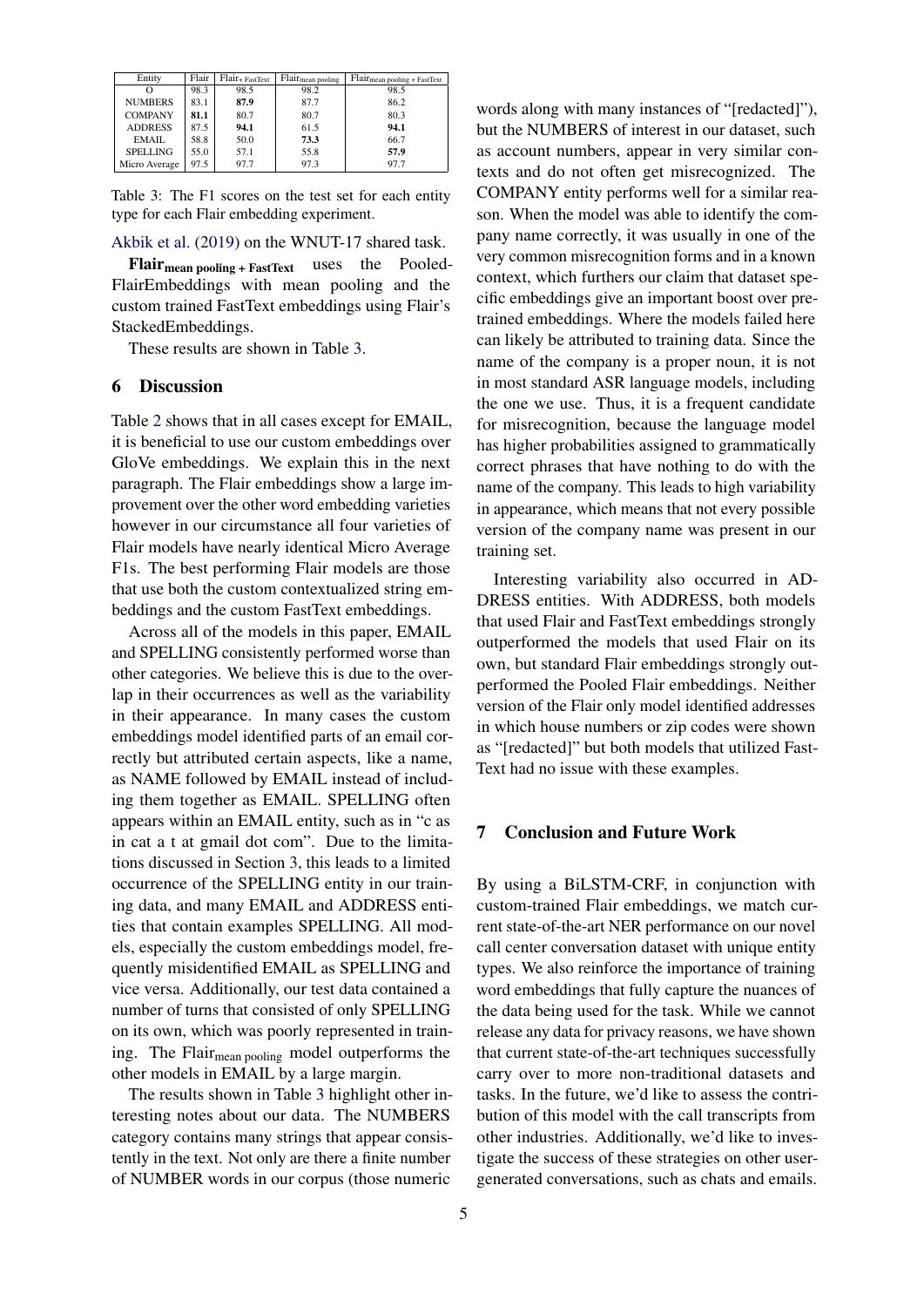| Entity | Flair | Flair$_{+ \text{FastText}}$ | Flair$_{\text{mean pooling}}$ | Flair$_{\text{mean pooling + FastText}}$ |
|---|---|---|---|---|
| O | 98.3 | 98.5 | 98.2 | 98.5 |
| NUMBERS | 83.1 | **87.9** | 87.7 | 86.2 |
| COMPANY | **81.1** | 80.7 | 80.7 | 80.3 |
| ADDRESS | 87.5 | **94.1** | 61.5 | **94.1** |
| EMAIL | 58.8 | 50.0 | **73.3** | 66.7 |
| SPELLING | 55.0 | 57.1 | 55.8 | **57.9** |
| Micro Average | 97.5 | 97.7 | 97.3 | 97.7 |

Table 3: The F1 scores on the test set for each entity type for each Flair embedding experiment.

Akbik et al. (2019) on the WNUT-17 shared task.

**Flair$_{\text{mean pooling + FastText}}$** uses the PooledFlairEmbeddings with mean pooling and the custom trained FastText embeddings using Flair's StackedEmbeddings.

These results are shown in Table 3.

## 6 Discussion

Table 2 shows that in all cases except for EMAIL, it is beneficial to use our custom embeddings over GloVe embeddings. We explain this in the next paragraph. The Flair embeddings show a large improvement over the other word embedding varieties however in our circumstance all four varieties of Flair models have nearly identical Micro Average F1s. The best performing Flair models are those that use both the custom contextualized string embeddings and the custom FastText embeddings.

Across all of the models in this paper, EMAIL and SPELLING consistently performed worse than other categories. We believe this is due to the overlap in their occurrences as well as the variability in their appearance. In many cases the custom embeddings model identified parts of an email correctly but attributed certain aspects, like a name, as NAME followed by EMAIL instead of including them together as EMAIL. SPELLING often appears within an EMAIL entity, such as in "c as in cat a t at gmail dot com". Due to the limitations discussed in Section 3, this leads to a limited occurrence of the SPELLING entity in our training data, and many EMAIL and ADDRESS entities that contain examples SPELLING. All models, especially the custom embeddings model, frequently misidentified EMAIL as SPELLING and vice versa. Additionally, our test data contained a number of turns that consisted of only SPELLING on its own, which was poorly represented in training. The Flair$_{\text{mean pooling}}$ model outperforms the other models in EMAIL by a large margin.

The results shown in Table 3 highlight other interesting notes about our data. The NUMBERS category contains many strings that appear consistently in the text. Not only are there a finite number of NUMBER words in our corpus (those numeric words along with many instances of "[redacted]"), but the NUMBERS of interest in our dataset, such as account numbers, appear in very similar contexts and do not often get misrecognized. The COMPANY entity performs well for a similar reason. When the model was able to identify the company name correctly, it was usually in one of the very common misrecognition forms and in a known context, which furthers our claim that dataset specific embeddings give an important boost over pretrained embeddings. Where the models failed here can likely be attributed to training data. Since the name of the company is a proper noun, it is not in most standard ASR language models, including the one we use. Thus, it is a frequent candidate for misrecognition, because the language model has higher probabilities assigned to grammatically correct phrases that have nothing to do with the name of the company. This leads to high variability in appearance, which means that not every possible version of the company name was present in our training set.

Interesting variability also occurred in ADDRESS entities. With ADDRESS, both models that used Flair and FastText embeddings strongly outperformed the models that used Flair on its own, but standard Flair embeddings strongly outperformed the Pooled Flair embeddings. Neither version of the Flair only model identified addresses in which house numbers or zip codes were shown as "[redacted]" but both models that utilized FastText had no issue with these examples.

## 7 Conclusion and Future Work

By using a BiLSTM-CRF, in conjunction with custom-trained Flair embeddings, we match current state-of-the-art NER performance on our novel call center conversation dataset with unique entity types. We also reinforce the importance of training word embeddings that fully capture the nuances of the data being used for the task. While we cannot release any data for privacy reasons, we have shown that current state-of-the-art techniques successfully carry over to more non-traditional datasets and tasks. In the future, we'd like to assess the contribution of this model with the call transcripts from other industries. Additionally, we'd like to investigate the success of these strategies on other user-generated conversations, such as chats and emails.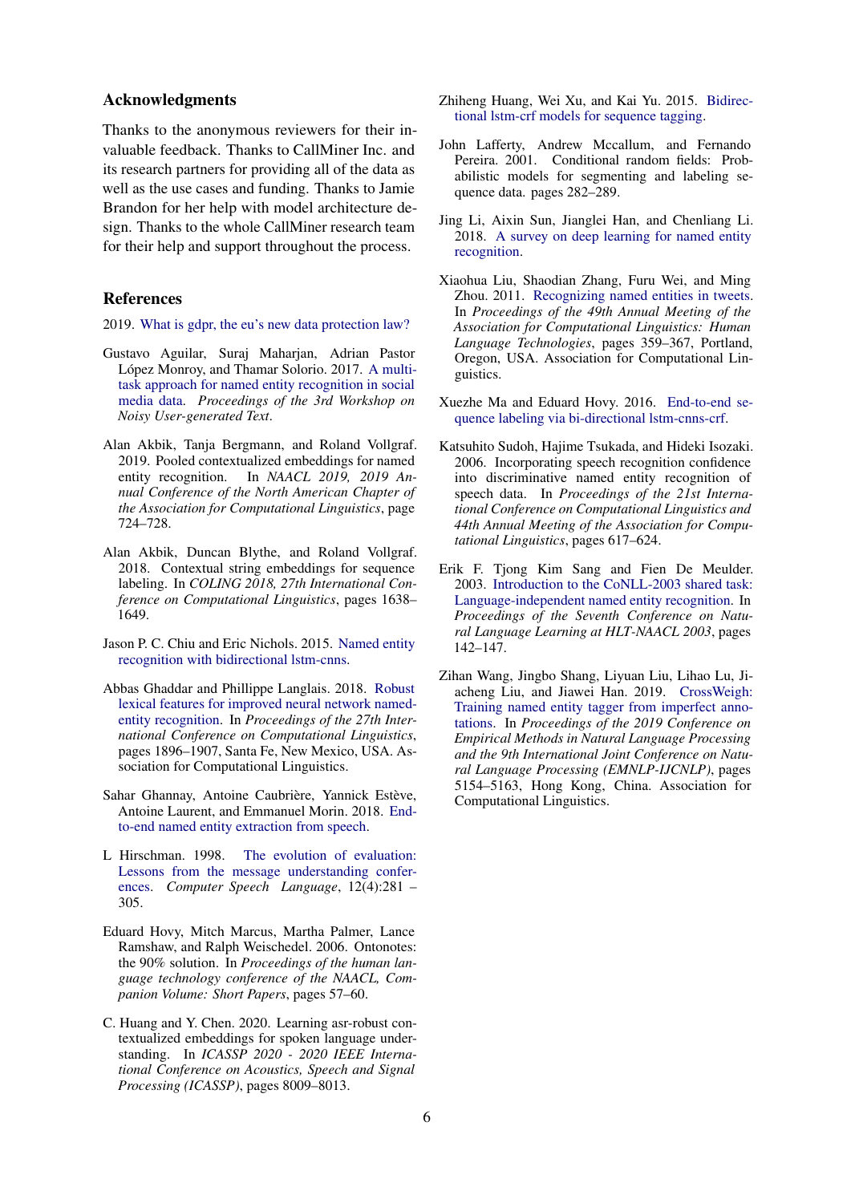## Acknowledgments

Thanks to the anonymous reviewers for their invaluable feedback. Thanks to CallMiner Inc. and its research partners for providing all of the data as well as the use cases and funding. Thanks to Jamie Brandon for her help with model architecture design. Thanks to the whole CallMiner research team for their help and support throughout the process.

## References

2019. What is gdpr, the eu's new data protection law?

Gustavo Aguilar, Suraj Maharjan, Adrian Pastor López Monroy, and Thamar Solorio. 2017. A multi-task approach for named entity recognition in social media data. *Proceedings of the 3rd Workshop on Noisy User-generated Text*.

Alan Akbik, Tanja Bergmann, and Roland Vollgraf. 2019. Pooled contextualized embeddings for named entity recognition. In *NAACL 2019, 2019 Annual Conference of the North American Chapter of the Association for Computational Linguistics*, page 724–728.

Alan Akbik, Duncan Blythe, and Roland Vollgraf. 2018. Contextual string embeddings for sequence labeling. In *COLING 2018, 27th International Conference on Computational Linguistics*, pages 1638–1649.

Jason P. C. Chiu and Eric Nichols. 2015. Named entity recognition with bidirectional lstm-cnns.

Abbas Ghaddar and Phillippe Langlais. 2018. Robust lexical features for improved neural network named-entity recognition. In *Proceedings of the 27th International Conference on Computational Linguistics*, pages 1896–1907, Santa Fe, New Mexico, USA. Association for Computational Linguistics.

Sahar Ghannay, Antoine Caubrière, Yannick Estève, Antoine Laurent, and Emmanuel Morin. 2018. End-to-end named entity extraction from speech.

L Hirschman. 1998. The evolution of evaluation: Lessons from the message understanding conferences. *Computer Speech Language*, 12(4):281 – 305.

Eduard Hovy, Mitch Marcus, Martha Palmer, Lance Ramshaw, and Ralph Weischedel. 2006. Ontonotes: the 90% solution. In *Proceedings of the human language technology conference of the NAACL, Companion Volume: Short Papers*, pages 57–60.

C. Huang and Y. Chen. 2020. Learning asr-robust contextualized embeddings for spoken language understanding. In *ICASSP 2020 - 2020 IEEE International Conference on Acoustics, Speech and Signal Processing (ICASSP)*, pages 8009–8013.

Zhiheng Huang, Wei Xu, and Kai Yu. 2015. Bidirectional lstm-crf models for sequence tagging.

John Lafferty, Andrew Mccallum, and Fernando Pereira. 2001. Conditional random fields: Probabilistic models for segmenting and labeling sequence data. pages 282–289.

Jing Li, Aixin Sun, Jianglei Han, and Chenliang Li. 2018. A survey on deep learning for named entity recognition.

Xiaohua Liu, Shaodian Zhang, Furu Wei, and Ming Zhou. 2011. Recognizing named entities in tweets. In *Proceedings of the 49th Annual Meeting of the Association for Computational Linguistics: Human Language Technologies*, pages 359–367, Portland, Oregon, USA. Association for Computational Linguistics.

Xuezhe Ma and Eduard Hovy. 2016. End-to-end sequence labeling via bi-directional lstm-cnns-crf.

Katsuhito Sudoh, Hajime Tsukada, and Hideki Isozaki. 2006. Incorporating speech recognition confidence into discriminative named entity recognition of speech data. In *Proceedings of the 21st International Conference on Computational Linguistics and 44th Annual Meeting of the Association for Computational Linguistics*, pages 617–624.

Erik F. Tjong Kim Sang and Fien De Meulder. 2003. Introduction to the CoNLL-2003 shared task: Language-independent named entity recognition. In *Proceedings of the Seventh Conference on Natural Language Learning at HLT-NAACL 2003*, pages 142–147.

Zihan Wang, Jingbo Shang, Liyuan Liu, Lihao Lu, Jiacheng Liu, and Jiawei Han. 2019. CrossWeigh: Training named entity tagger from imperfect annotations. In *Proceedings of the 2019 Conference on Empirical Methods in Natural Language Processing and the 9th International Joint Conference on Natural Language Processing (EMNLP-IJCNLP)*, pages 5154–5163, Hong Kong, China. Association for Computational Linguistics.